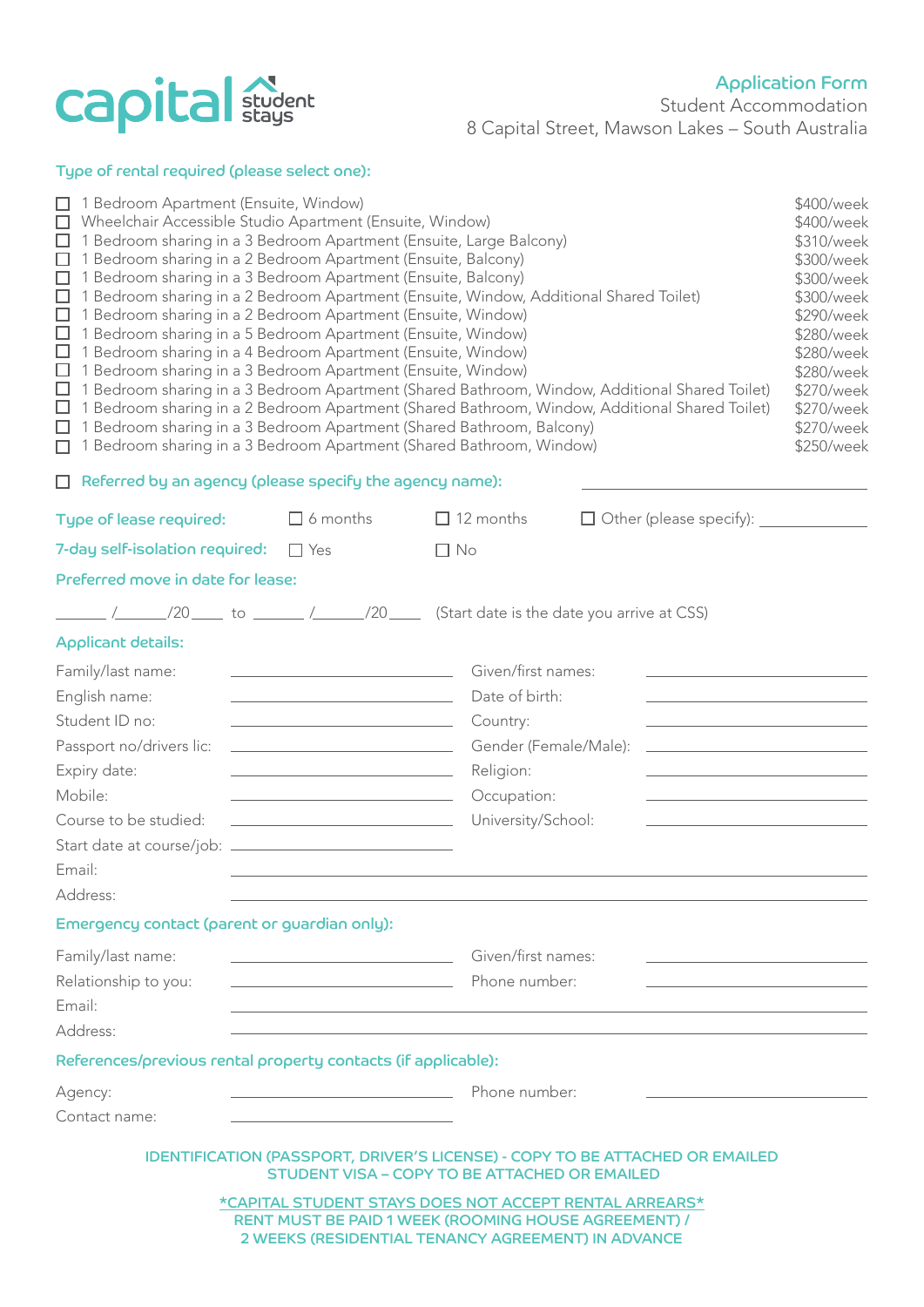# capital student stays

## Application Form

Student Accommodation

8 Capital Street, Mawson Lakes – South Australia

### Type of rental required (please select one):

| | Type | Price |
|---|---|---|
| ☐ | 1 Bedroom Apartment (Ensuite, Window) | $400/week |
| ☐ | Wheelchair Accessible Studio Apartment (Ensuite, Window) | $400/week |
| ☐ | 1 Bedroom sharing in a 3 Bedroom Apartment (Ensuite, Large Balcony) | $310/week |
| ☐ | 1 Bedroom sharing in a 2 Bedroom Apartment (Ensuite, Balcony) | $300/week |
| ☐ | 1 Bedroom sharing in a 3 Bedroom Apartment (Ensuite, Balcony) | $300/week |
| ☐ | 1 Bedroom sharing in a 2 Bedroom Apartment (Ensuite, Window, Additional Shared Toilet) | $300/week |
| ☐ | 1 Bedroom sharing in a 2 Bedroom Apartment (Ensuite, Window) | $290/week |
| ☐ | 1 Bedroom sharing in a 5 Bedroom Apartment (Ensuite, Window) | $280/week |
| ☐ | 1 Bedroom sharing in a 4 Bedroom Apartment (Ensuite, Window) | $280/week |
| ☐ | 1 Bedroom sharing in a 3 Bedroom Apartment (Ensuite, Window) | $280/week |
| ☐ | 1 Bedroom sharing in a 3 Bedroom Apartment (Shared Bathroom, Window, Additional Shared Toilet) | $270/week |
| ☐ | 1 Bedroom sharing in a 2 Bedroom Apartment (Shared Bathroom, Window, Additional Shared Toilet) | $270/week |
| ☐ | 1 Bedroom sharing in a 3 Bedroom Apartment (Shared Bathroom, Balcony) | $270/week |
| ☐ | 1 Bedroom sharing in a 3 Bedroom Apartment (Shared Bathroom, Window) | $250/week |

☐ **Referred by an agency (please specify the agency name):** ______________________

**Type of lease required:** ☐ 6 months ☐ 12 months ☐ Other (please specify): __________

**7-day self-isolation required:** ☐ Yes ☐ No

**Preferred move in date for lease:**

_____ /_____/20____ to _____ /_____/20____ (Start date is the date you arrive at CSS)

### Applicant details:

| | | | |
|---|---|---|---|
| Family/last name: | ______________ | Given/first names: | ______________ |
| English name: | ______________ | Date of birth: | ______________ |
| Student ID no: | ______________ | Country: | ______________ |
| Passport no/drivers lic: | ______________ | Gender (Female/Male): | ______________ |
| Expiry date: | ______________ | Religion: | ______________ |
| Mobile: | ______________ | Occupation: | ______________ |
| Course to be studied: | ______________ | University/School: | ______________ |
| Start date at course/job: | ______________ | | |

Email: ________________________________

Address: ________________________________

### Emergency contact (parent or guardian only):

| | | | |
|---|---|---|---|
| Family/last name: | ______________ | Given/first names: | ______________ |
| Relationship to you: | ______________ | Phone number: | ______________ |

Email: ________________________________

Address: ________________________________

### References/previous rental property contacts (if applicable):

| | | | |
|---|---|---|---|
| Agency: | ______________ | Phone number: | ______________ |
| Contact name: | ______________ | | |

IDENTIFICATION (PASSPORT, DRIVER'S LICENSE) - COPY TO BE ATTACHED OR EMAILED
STUDENT VISA – COPY TO BE ATTACHED OR EMAILED

*CAPITAL STUDENT STAYS DOES NOT ACCEPT RENTAL ARREARS*
RENT MUST BE PAID 1 WEEK (ROOMING HOUSE AGREEMENT) /
2 WEEKS (RESIDENTIAL TENANCY AGREEMENT) IN ADVANCE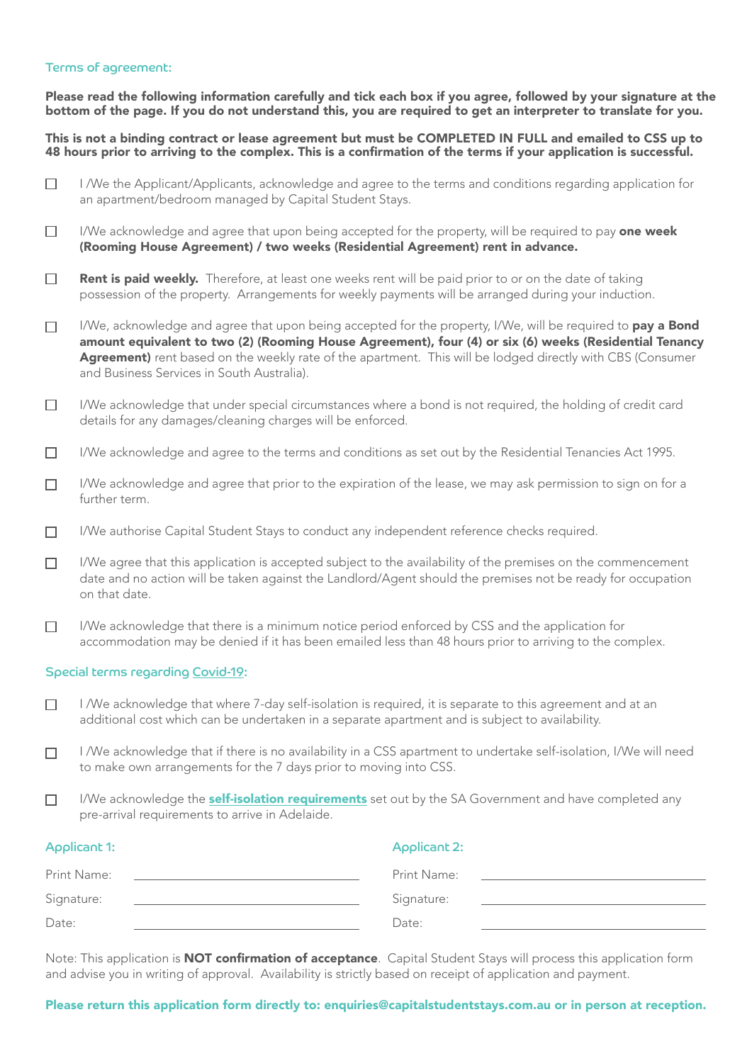### Terms of agreement:

**Please read the following information carefully and tick each box if you agree, followed by your signature at the bottom of the page. If you do not understand this, you are required to get an interpreter to translate for you.**

**This is not a binding contract or lease agreement but must be COMPLETED IN FULL and emailed to CSS up to 48 hours prior to arriving to the complex. This is a confirmation of the terms if your application is successful.**

- ☐ I /We the Applicant/Applicants, acknowledge and agree to the terms and conditions regarding application for an apartment/bedroom managed by Capital Student Stays.
- ☐ I/We acknowledge and agree that upon being accepted for the property, will be required to pay **one week (Rooming House Agreement) / two weeks (Residential Agreement) rent in advance.**
- ☐ **Rent is paid weekly.** Therefore, at least one weeks rent will be paid prior to or on the date of taking possession of the property. Arrangements for weekly payments will be arranged during your induction.
- ☐ I/We, acknowledge and agree that upon being accepted for the property, I/We, will be required to **pay a Bond amount equivalent to two (2) (Rooming House Agreement), four (4) or six (6) weeks (Residential Tenancy Agreement)** rent based on the weekly rate of the apartment. This will be lodged directly with CBS (Consumer and Business Services in South Australia).
- ☐ I/We acknowledge that under special circumstances where a bond is not required, the holding of credit card details for any damages/cleaning charges will be enforced.
- ☐ I/We acknowledge and agree to the terms and conditions as set out by the Residential Tenancies Act 1995.
- ☐ I/We acknowledge and agree that prior to the expiration of the lease, we may ask permission to sign on for a further term.
- ☐ I/We authorise Capital Student Stays to conduct any independent reference checks required.
- ☐ I/We agree that this application is accepted subject to the availability of the premises on the commencement date and no action will be taken against the Landlord/Agent should the premises not be ready for occupation on that date.
- ☐ I/We acknowledge that there is a minimum notice period enforced by CSS and the application for accommodation may be denied if it has been emailed less than 48 hours prior to arriving to the complex.

### Special terms regarding Covid-19:

- ☐ I /We acknowledge that where 7-day self-isolation is required, it is separate to this agreement and at an additional cost which can be undertaken in a separate apartment and is subject to availability.
- ☐ I /We acknowledge that if there is no availability in a CSS apartment to undertake self-isolation, I/We will need to make own arrangements for the 7 days prior to moving into CSS.
- ☐ I/We acknowledge the **self-isolation requirements** set out by the SA Government and have completed any pre-arrival requirements to arrive in Adelaide.

| Applicant 1: | | Applicant 2: | |
|---|---|---|---|
| Print Name: | | Print Name: | |
| Signature: | | Signature: | |
| Date: | | Date: | |

Note: This application is **NOT confirmation of acceptance**. Capital Student Stays will process this application form and advise you in writing of approval. Availability is strictly based on receipt of application and payment.

**Please return this application form directly to: enquiries@capitalstudentstays.com.au or in person at reception.**